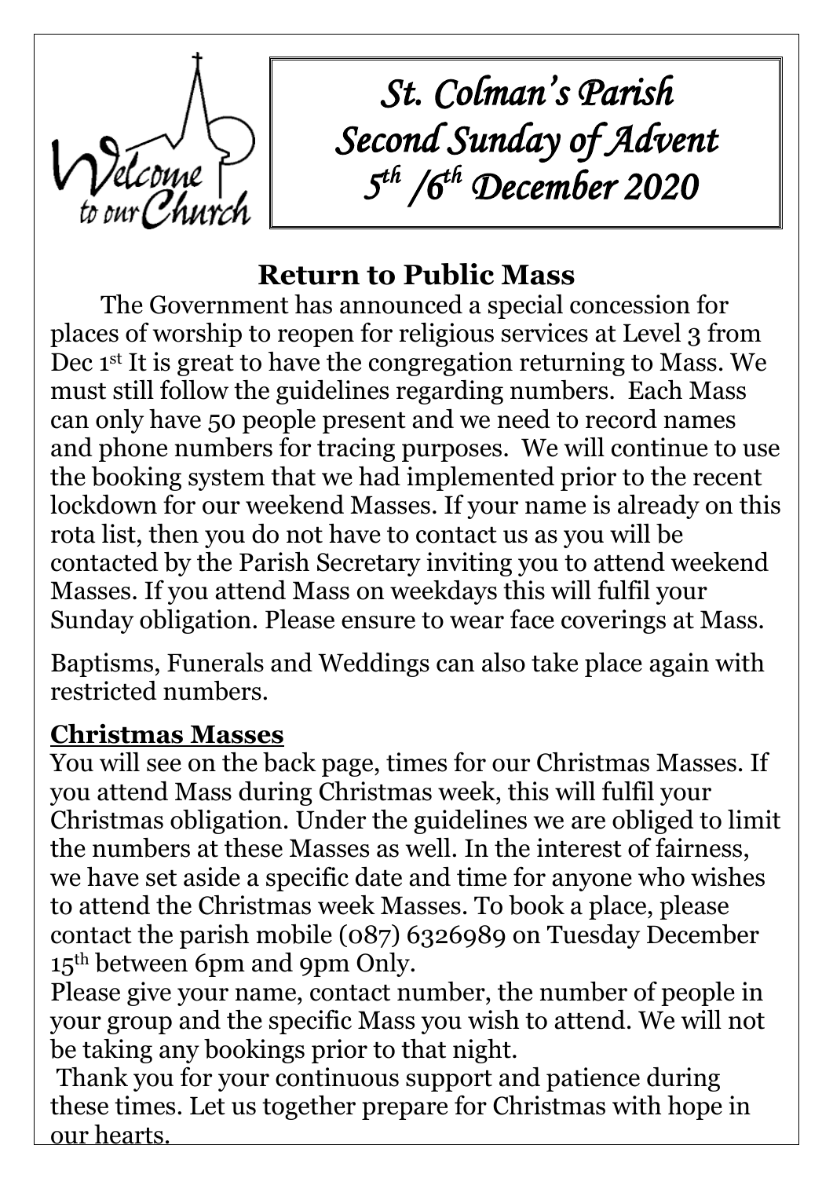# St. Colman's Parish
# Second Sunday of Advent
# 5th /6th December 2020

## Return to Public Mass

The Government has announced a special concession for places of worship to reopen for religious services at Level 3 from Dec 1st It is great to have the congregation returning to Mass. We must still follow the guidelines regarding numbers. Each Mass can only have 50 people present and we need to record names and phone numbers for tracing purposes. We will continue to use the booking system that we had implemented prior to the recent lockdown for our weekend Masses. If your name is already on this rota list, then you do not have to contact us as you will be contacted by the Parish Secretary inviting you to attend weekend Masses. If you attend Mass on weekdays this will fulfil your Sunday obligation. Please ensure to wear face coverings at Mass.

Baptisms, Funerals and Weddings can also take place again with restricted numbers.

## Christmas Masses

You will see on the back page, times for our Christmas Masses. If you attend Mass during Christmas week, this will fulfil your Christmas obligation. Under the guidelines we are obliged to limit the numbers at these Masses as well. In the interest of fairness, we have set aside a specific date and time for anyone who wishes to attend the Christmas week Masses. To book a place, please contact the parish mobile (087) 6326989 on Tuesday December 15th between 6pm and 9pm Only.

Please give your name, contact number, the number of people in your group and the specific Mass you wish to attend. We will not be taking any bookings prior to that night.

Thank you for your continuous support and patience during these times. Let us together prepare for Christmas with hope in our hearts.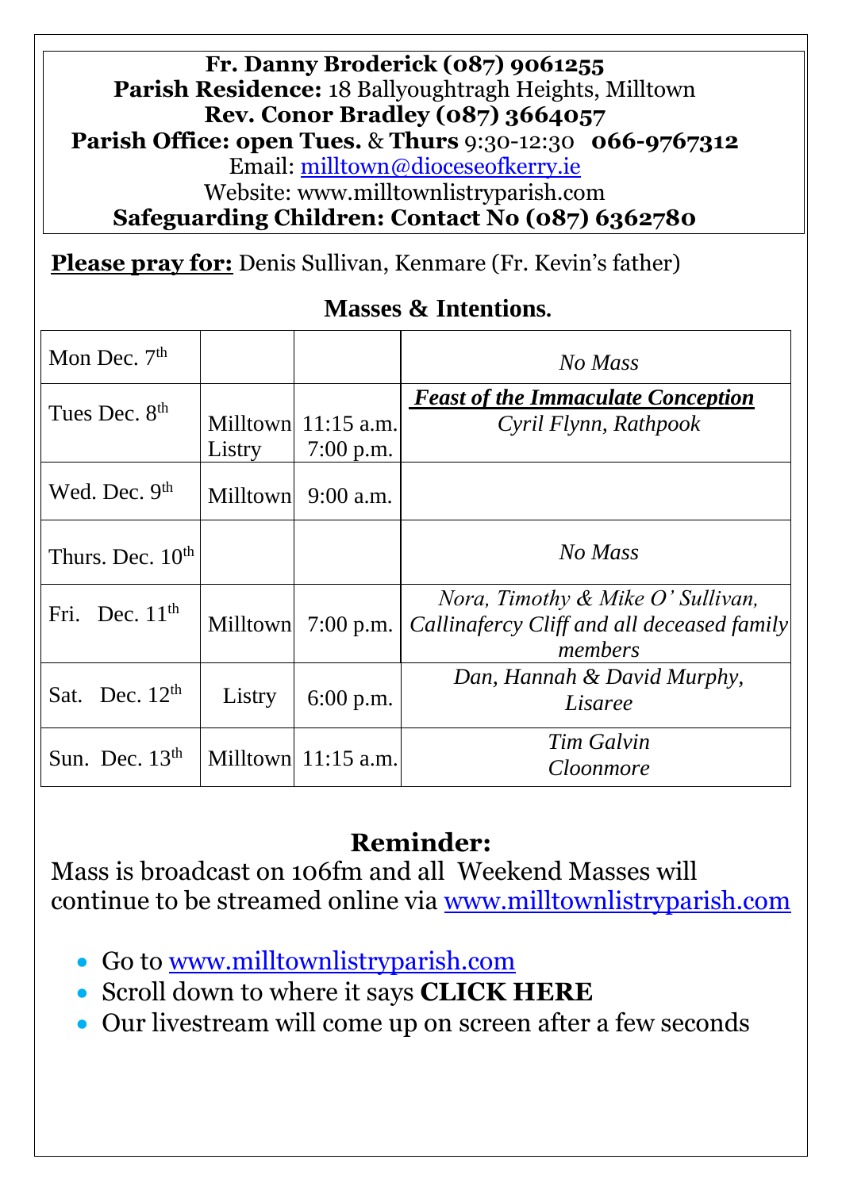**Fr. Danny Broderick (087) 9061255**
**Parish Residence:** 18 Ballyoughtragh Heights, Milltown
**Rev. Conor Bradley (087) 3664057**
**Parish Office: open Tues.** & **Thurs** 9:30-12:30 **066-9767312**
Email: milltown@dioceseofkerry.ie
Website: www.milltownlistryparish.com
**Safeguarding Children: Contact No (087) 6362780**

**Please pray for:** Denis Sullivan, Kenmare (Fr. Kevin's father)

## Masses & Intentions.

| | | | |
|---|---|---|---|
| Mon Dec. 7th | | | *No Mass* |
| Tues Dec. 8th | Milltown<br>Listry | 11:15 a.m.<br>7:00 p.m. | ***Feast of the Immaculate Conception***<br>*Cyril Flynn, Rathpook* |
| Wed. Dec. 9th | Milltown | 9:00 a.m. | |
| Thurs. Dec. 10th | | | *No Mass* |
| Fri. Dec. 11th | Milltown | 7:00 p.m. | *Nora, Timothy & Mike O' Sullivan, Callinafercy Cliff and all deceased family members* |
| Sat. Dec. 12th | Listry | 6:00 p.m. | *Dan, Hannah & David Murphy, Lisaree* |
| Sun. Dec. 13th | Milltown | 11:15 a.m. | *Tim Galvin Cloonmore* |

## Reminder:

Mass is broadcast on 106fm and all Weekend Masses will continue to be streamed online via www.milltownlistryparish.com

- Go to www.milltownlistryparish.com
- Scroll down to where it says **CLICK HERE**
- Our livestream will come up on screen after a few seconds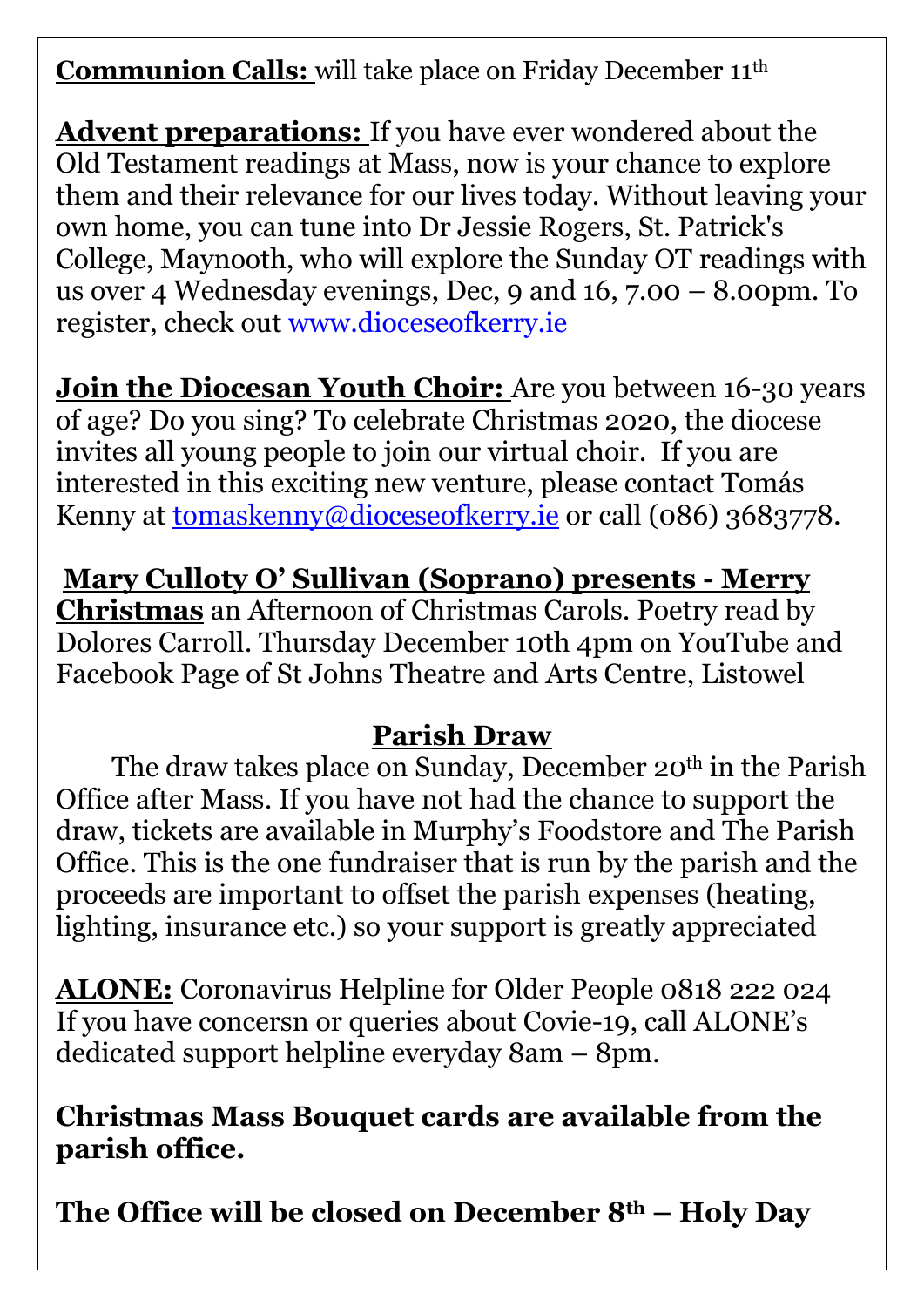**Communion Calls:** will take place on Friday December 11th

**Advent preparations:** If you have ever wondered about the Old Testament readings at Mass, now is your chance to explore them and their relevance for our lives today. Without leaving your own home, you can tune into Dr Jessie Rogers, St. Patrick's College, Maynooth, who will explore the Sunday OT readings with us over 4 Wednesday evenings, Dec, 9 and 16, 7.00 – 8.00pm. To register, check out www.dioceseofkerry.ie

**Join the Diocesan Youth Choir:** Are you between 16-30 years of age? Do you sing? To celebrate Christmas 2020, the diocese invites all young people to join our virtual choir. If you are interested in this exciting new venture, please contact Tomás Kenny at tomaskenny@dioceseofkerry.ie or call (086) 3683778.

**Mary Culloty O' Sullivan (Soprano) presents - Merry Christmas** an Afternoon of Christmas Carols. Poetry read by Dolores Carroll. Thursday December 10th 4pm on YouTube and Facebook Page of St Johns Theatre and Arts Centre, Listowel

## Parish Draw

The draw takes place on Sunday, December 20th in the Parish Office after Mass. If you have not had the chance to support the draw, tickets are available in Murphy's Foodstore and The Parish Office. This is the one fundraiser that is run by the parish and the proceeds are important to offset the parish expenses (heating, lighting, insurance etc.) so your support is greatly appreciated

**ALONE:** Coronavirus Helpline for Older People 0818 222 024 If you have concersn or queries about Covie-19, call ALONE's dedicated support helpline everyday 8am – 8pm.

**Christmas Mass Bouquet cards are available from the parish office.**

**The Office will be closed on December 8th – Holy Day**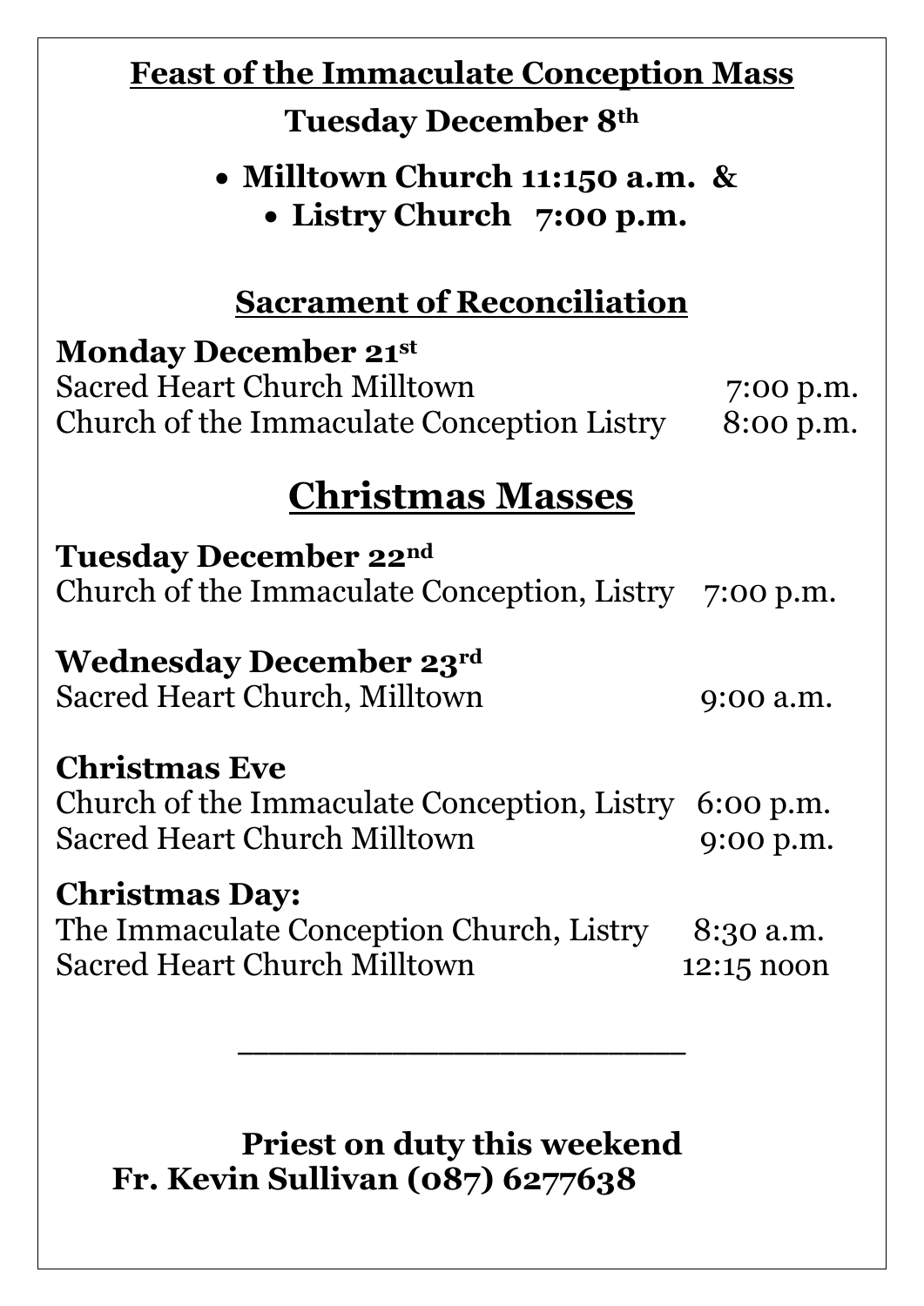## Feast of the Immaculate Conception Mass

**Tuesday December 8th**

- **Milltown Church 11:150 a.m. &**
- **Listry Church 7:00 p.m.**

## Sacrament of Reconciliation

**Monday December 21st**

Sacred Heart Church Milltown 7:00 p.m.
Church of the Immaculate Conception Listry 8:00 p.m.

# Christmas Masses

**Tuesday December 22nd**

Church of the Immaculate Conception, Listry 7:00 p.m.

**Wednesday December 23rd**

Sacred Heart Church, Milltown 9:00 a.m.

**Christmas Eve**

Church of the Immaculate Conception, Listry 6:00 p.m.
Sacred Heart Church Milltown 9:00 p.m.

**Christmas Day:**

The Immaculate Conception Church, Listry 8:30 a.m.
Sacred Heart Church Milltown 12:15 noon

---

**Priest on duty this weekend**
**Fr. Kevin Sullivan (087) 6277638**